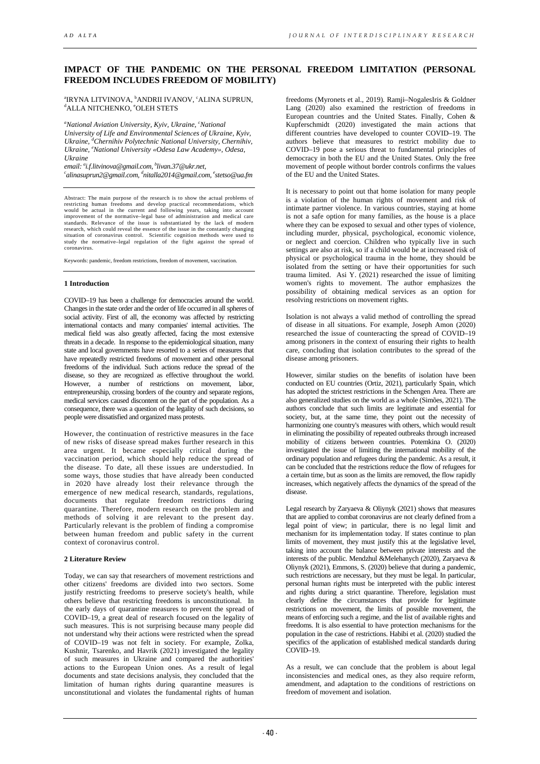# IMPACT OF THE PANDEMIC ON THE PERSONAL FREEDOM LIMITATION (PERSONAL FREEDOM INCLUDES FREEDOM OF MOBILITY)

[a]IRYNA LITVINOVA, [b]ANDRII IVANOV, [c]ALINA SUPRUN, [d]ALLA NITCHENKO, [e]OLEH STETS

*[a]National Aviation University, Kyiv, Ukraine, [c]National University of Life and Environmental Sciences of Ukraine, Kyiv, Ukraine, [d]Chernihiv Polytechnic National University, Chernihiv, Ukraine, [e]National University «Odesa Law Academy», Odesa, Ukraine*

*email: [a]i.f.litvinova@gmail.com, [b]livan.37@ukr.net, [c]alinasuprun2@gmail.com, [d]nitalla2014@gmail.com, [e]stetso@ua.fm*

Abstract: The main purpose of the research is to show the actual problems of restricting human freedoms and develop practical recommendations, which would be actual in the current and following years, taking into account improvement of the normative–legal base of administration and medical care standards. Relevance of the issue is substantiated by the lack of modern research, which could reveal the essence of the issue in the constantly changing situation of coronavirus control. Scientific cognition methods were used to study the normative–legal regulation of the fight against the spread of coronavirus.

Keywords: pandemic, freedom restrictions, freedom of movement, vaccination.

## 1 Introduction

COVID–19 has been a challenge for democracies around the world. Changes in the state order and the order of life occurred in all spheres of social activity. First of all, the economy was affected by restricting international contacts and many companies' internal activities. The medical field was also greatly affected, facing the most extensive threats in a decade. In response to the epidemiological situation, many state and local governments have resorted to a series of measures that have repeatedly restricted freedoms of movement and other personal freedoms of the individual. Such actions reduce the spread of the disease, so they are recognized as effective throughout the world. However, a number of restrictions on movement, labor, entrepreneurship, crossing borders of the country and separate regions, medical services caused discontent on the part of the population. As a consequence, there was a question of the legality of such decisions, so people were dissatisfied and organized mass protests.

However, the continuation of restrictive measures in the face of new risks of disease spread makes further research in this area urgent. It became especially critical during the vaccination period, which should help reduce the spread of the disease. To date, all these issues are understudied. In some ways, those studies that have already been conducted in 2020 have already lost their relevance through the emergence of new medical research, standards, regulations, documents that regulate freedom restrictions during quarantine. Therefore, modern research on the problem and methods of solving it are relevant to the present day. Particularly relevant is the problem of finding a compromise between human freedom and public safety in the current context of coronavirus control.

## 2 Literature Review

Today, we can say that researchers of movement restrictions and other citizens' freedoms are divided into two sectors. Some justify restricting freedoms to preserve society's health, while others believe that restricting freedoms is unconstitutional. In the early days of quarantine measures to prevent the spread of COVID–19, a great deal of research focused on the legality of such measures. This is not surprising because many people did not understand why their actions were restricted when the spread of COVID–19 was not felt in society. For example, Zolka, Kushnir, Tsarenko, and Havrik (2021) investigated the legality of such measures in Ukraine and compared the authorities' actions to the European Union ones. As a result of legal documents and state decisions analysis, they concluded that the limitation of human rights during quarantine measures is unconstitutional and violates the fundamental rights of human freedoms (Myronets et al., 2019). Ramji–NogalesIris & Goldner Lang (2020) also examined the restriction of freedoms in European countries and the United States. Finally, Cohen & Kupferschmidt (2020) investigated the main actions that different countries have developed to counter COVID–19. The authors believe that measures to restrict mobility due to COVID–19 pose a serious threat to fundamental principles of democracy in both the EU and the United States. Only the free movement of people without border controls confirms the values of the EU and the United States.

It is necessary to point out that home isolation for many people is a violation of the human rights of movement and risk of intimate partner violence. In various countries, staying at home is not a safe option for many families, as the house is a place where they can be exposed to sexual and other types of violence, including murder, physical, psychological, economic violence, or neglect and coercion. Children who typically live in such settings are also at risk, so if a child would be at increased risk of physical or psychological trauma in the home, they should be isolated from the setting or have their opportunities for such trauma limited. Asi Y. (2021) researched the issue of limiting women's rights to movement. The author emphasizes the possibility of obtaining medical services as an option for resolving restrictions on movement rights.

Isolation is not always a valid method of controlling the spread of disease in all situations. For example, Joseph Amon (2020) researched the issue of counteracting the spread of COVID–19 among prisoners in the context of ensuring their rights to health care, concluding that isolation contributes to the spread of the disease among prisoners.

However, similar studies on the benefits of isolation have been conducted on EU countries (Ortiz, 2021), particularly Spain, which has adopted the strictest restrictions in the Schengen Area. There are also generalized studies on the world as a whole (Simões, 2021). The authors conclude that such limits are legitimate and essential for society, but, at the same time, they point out the necessity of harmonizing one country's measures with others, which would result in eliminating the possibility of repeated outbreaks through increased mobility of citizens between countries. Potemkina O. (2020) investigated the issue of limiting the international mobility of the ordinary population and refugees during the pandemic. As a result, it can be concluded that the restrictions reduce the flow of refugees for a certain time, but as soon as the limits are removed, the flow rapidly increases, which negatively affects the dynamics of the spread of the disease.

Legal research by Zaryaeva & Oliynyk (2021) shows that measures that are applied to combat coronavirus are not clearly defined from a legal point of view; in particular, there is no legal limit and mechanism for its implementation today. If states continue to plan limits of movement, they must justify this at the legislative level, taking into account the balance between private interests and the interests of the public. Mendzhul &Melehanych (2020), Zaryaeva & Oliynyk (2021), Emmons, S. (2020) believe that during a pandemic, such restrictions are necessary, but they must be legal. In particular, personal human rights must be interpreted with the public interest and rights during a strict quarantine. Therefore, legislation must clearly define the circumstances that provide for legitimate restrictions on movement, the limits of possible movement, the means of enforcing such a regime, and the list of available rights and freedoms. It is also essential to have protection mechanisms for the population in the case of restrictions. Habibi et al. (2020) studied the specifics of the application of established medical standards during COVID–19.

As a result, we can conclude that the problem is about legal inconsistencies and medical ones, as they also require reform, amendment, and adaptation to the conditions of restrictions on freedom of movement and isolation.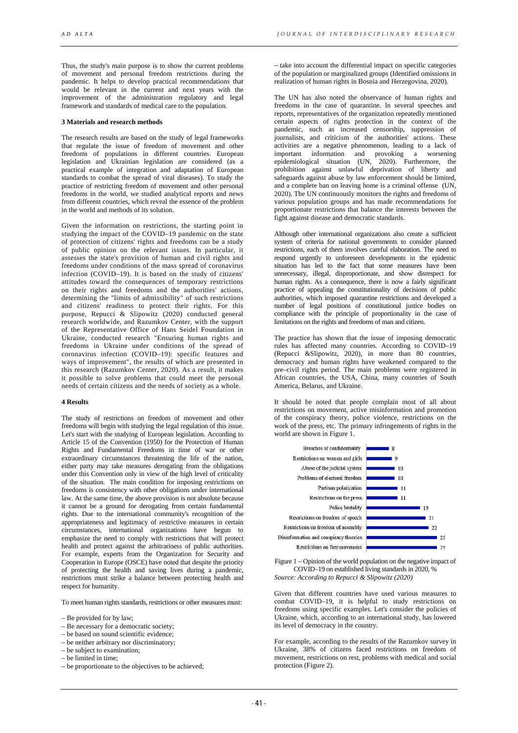Thus, the study's main purpose is to show the current problems of movement and personal freedom restrictions during the pandemic. It helps to develop practical recommendations that would be relevant in the current and next years with the improvement of the administration regulatory and legal framework and standards of medical care to the population.

### 3 Materials and research methods

The research results are based on the study of legal frameworks that regulate the issue of freedom of movement and other freedoms of populations in different countries. European legislation and Ukrainian legislation are considered (as a practical example of integration and adaptation of European standards to combat the spread of viral diseases). To study the practice of restricting freedom of movement and other personal freedoms in the world, we studied analytical reports and news from different countries, which reveal the essence of the problem in the world and methods of its solution.

Given the information on restrictions, the starting point in studying the impact of the COVID–19 pandemic on the state of protection of citizens' rights and freedoms can be a study of public opinion on the relevant issues. In particular, it assesses the state's provision of human and civil rights and freedoms under conditions of the mass spread of coronavirus infection (COVID–19). It is based on the study of citizens' attitudes toward the consequences of temporary restrictions on their rights and freedoms and the authorities' actions, determining the "limits of admissibility" of such restrictions and citizens' readiness to protect their rights. For this purpose, Repucci & Slipowitz (2020) conducted general research worldwide, and Razumkov Center, with the support of the Representative Office of Hans Seidel Foundation in Ukraine, conducted research "Ensuring human rights and freedoms in Ukraine under conditions of the spread of coronavirus infection (COVID–19): specific features and ways of improvement", the results of which are presented in this research (Razumkov Center, 2020). As a result, it makes it possible to solve problems that could meet the personal needs of certain citizens and the needs of society as a whole.

### 4 Results

The study of restrictions on freedom of movement and other freedoms will begin with studying the legal regulation of this issue. Let's start with the studying of European legislation. According to Article 15 of the Convention (1950) for the Protection of Human Rights and Fundamental Freedoms in time of war or other extraordinary circumstances threatening the life of the nation, either party may take measures derogating from the obligations under this Convention only in view of the high level of criticality of the situation. The main condition for imposing restrictions on freedoms is consistency with other obligations under international law. At the same time, the above provision is not absolute because it cannot be a ground for derogating from certain fundamental rights. Due to the international community's recognition of the appropriateness and legitimacy of restrictive measures in certain circumstances, international organizations have begun to emphasize the need to comply with restrictions that will protect health and protect against the arbitrariness of public authorities. For example, experts from the Organization for Security and Cooperation in Europe (OSCE) have noted that despite the priority of protecting the health and saving lives during a pandemic, restrictions must strike a balance between protecting health and respect for humanity.

To meet human rights standards, restrictions or other measures must:

– Be provided for by law;
– Be necessary for a democratic society;
– be based on sound scientific evidence;
– be neither arbitrary nor discriminatory;
– be subject to examination;
– be limited in time;
– be proportionate to the objectives to be achieved;
– take into account the differential impact on specific categories of the population or marginalized groups (Identified omissions in realization of human rights in Bosnia and Herzegovina, 2020).

The UN has also noted the observance of human rights and freedoms in the case of quarantine. In several speeches and reports, representatives of the organization repeatedly mentioned certain aspects of rights protection in the context of the pandemic, such as increased censorship, suppression of journalists, and criticism of the authorities' actions. These activities are a negative phenomenon, leading to a lack of important information and provoking a worsening epidemiological situation (UN, 2020). Furthermore, the prohibition against unlawful deprivation of liberty and safeguards against abuse by law enforcement should be limited, and a complete ban on leaving home is a criminal offense (UN, 2020). The UN continuously monitors the rights and freedoms of various population groups and has made recommendations for proportionate restrictions that balance the interests between the fight against disease and democratic standards.

Although other international organizations also create a sufficient system of criteria for national governments to consider planned restrictions, each of them involves careful elaboration. The need to respond urgently to unforeseen developments in the epidemic situation has led to the fact that some measures have been unnecessary, illegal, disproportionate, and show disrespect for human rights. As a consequence, there is now a fairly significant practice of appealing the constitutionality of decisions of public authorities, which imposed quarantine restrictions and developed a number of legal positions of constitutional justice bodies on compliance with the principle of proportionality in the case of limitations on the rights and freedoms of man and citizen.

The practice has shown that the issue of imposing democratic rules has affected many countries. According to COVID–19 (Repucci &Slipowitz, 2020), in more than 80 countries, democracy and human rights have weakened compared to the pre–civil rights period. The main problems were registered in African countries, the USA, China, many countries of South America, Belarus, and Ukraine.

It should be noted that people complain most of all about restrictions on movement, active misinformation and promotion of the conspiracy theory, police violence, restrictions on the work of the press, etc. The primary infringements of rights in the world are shown in Figure 1.

| Category | % |
|---|---|
| Breaches of confidentiality | 8 |
| Restrictions on women and girls | 9 |
| Abuse of the judicial system | 10 |
| Problems of electoral freedom | 10 |
| Partisan polarization | 11 |
| Restrictions on the press | 11 |
| Police brutality | 19 |
| Restrictions on freedom of speech | 21 |
| Restrictions on freedom of assembly | 22 |
| Disinformation and conspiracy theories | 25 |
| Restrictions on free movement | 25 |

Figure 1 – Opinion of the world population on the negative impact of COVID–19 on established living standards in 2020, %
*Source: According to Repucci & Slipowitz (2020)*

Given that different countries have used various measures to combat COVID–19, it is helpful to study restrictions on freedoms using specific examples. Let's consider the policies of Ukraine, which, according to an international study, has lowered its level of democracy in the country.

For example, according to the results of the Razumkov survey in Ukraine, 38% of citizens faced restrictions on freedom of movement, restrictions on rest, problems with medical and social protection (Figure 2).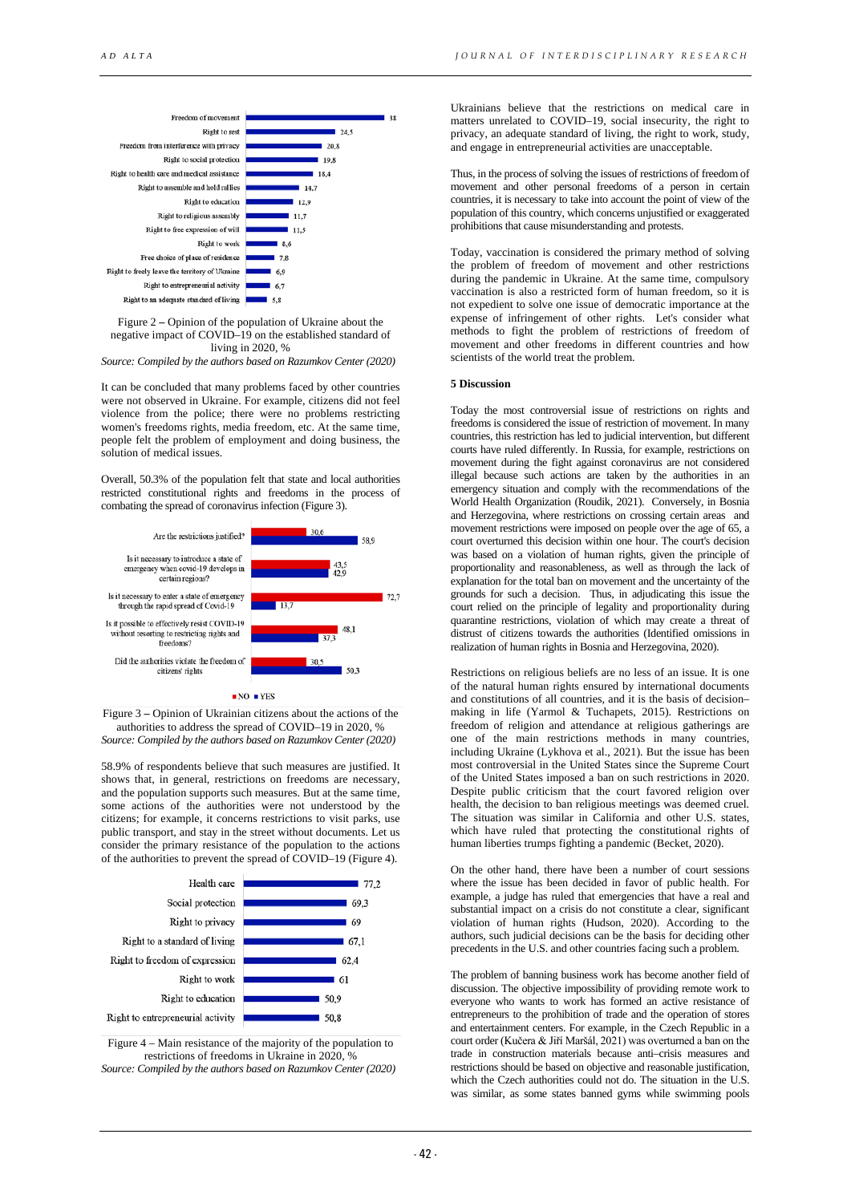| | % |
|---|---|
| Freedom of movement | 38 |
| Right to rest | 24,5 |
| Freedom from interference with privacy | 20,8 |
| Right to social protection | 19,8 |
| Right to health care and medical assistance | 18,4 |
| Right to assemble and hold rallies | 14,7 |
| Right to education | 12,9 |
| Right to religious assembly | 11,7 |
| Right to free expression of will | 11,5 |
| Right to work | 8,6 |
| Free choice of place of residence | 7,8 |
| Right to freely leave the territory of Ukraine | 6,9 |
| Right to entrepreneurial activity | 6,7 |
| Right to an adequate standard of living | 5,8 |

Figure 2 – Opinion of the population of Ukraine about the negative impact of COVID–19 on the established standard of living in 2020, %
*Source: Compiled by the authors based on Razumkov Center (2020)*

It can be concluded that many problems faced by other countries were not observed in Ukraine. For example, citizens did not feel violence from the police; there were no problems restricting women's freedoms rights, media freedom, etc. At the same time, people felt the problem of employment and doing business, the solution of medical issues.

Overall, 50.3% of the population felt that state and local authorities restricted constitutional rights and freedoms in the process of combating the spread of coronavirus infection (Figure 3).

| | NO | YES |
|---|---|---|
| Are the restrictions justified? | 30,6 | 58,9 |
| Is it necessary to introduce a state of emergency when covid-19 develops in certain regions? | 43,5 | 42,9 |
| Is it necessary to enter a state of emergency through the rapid spread of Covid-19 | 72,7 | 13,7 |
| Is it possible to effectively resist COVID-19 without resorting to restricting rights and freedoms? | 48,1 | 37,3 |
| Did the authorities violate the freedom of citizens' rights | 30,5 | 50,3 |

Figure 3 – Opinion of Ukrainian citizens about the actions of the authorities to address the spread of COVID–19 in 2020, %
*Source: Compiled by the authors based on Razumkov Center (2020)*

58.9% of respondents believe that such measures are justified. It shows that, in general, restrictions on freedoms are necessary, and the population supports such measures. But at the same time, some actions of the authorities were not understood by the citizens; for example, it concerns restrictions to visit parks, use public transport, and stay in the street without documents. Let us consider the primary resistance of the population to the actions of the authorities to prevent the spread of COVID–19 (Figure 4).

| | % |
|---|---|
| Health care | 77,2 |
| Social protection | 69,3 |
| Right to privacy | 69 |
| Right to a standard of living | 67,1 |
| Right to freedom of expression | 62,4 |
| Right to work | 61 |
| Right to education | 50,9 |
| Right to entrepreneurial activity | 50,8 |

Figure 4 – Main resistance of the majority of the population to restrictions of freedoms in Ukraine in 2020, %
*Source: Compiled by the authors based on Razumkov Center (2020)*

Ukrainians believe that the restrictions on medical care in matters unrelated to COVID–19, social insecurity, the right to privacy, an adequate standard of living, the right to work, study, and engage in entrepreneurial activities are unacceptable.

Thus, in the process of solving the issues of restrictions of freedom of movement and other personal freedoms of a person in certain countries, it is necessary to take into account the point of view of the population of this country, which concerns unjustified or exaggerated prohibitions that cause misunderstanding and protests.

Today, vaccination is considered the primary method of solving the problem of freedom of movement and other restrictions during the pandemic in Ukraine. At the same time, compulsory vaccination is also a restricted form of human freedom, so it is not expedient to solve one issue of democratic importance at the expense of infringement of other rights. Let's consider what methods to fight the problem of restrictions of freedom of movement and other freedoms in different countries and how scientists of the world treat the problem.

## 5 Discussion

Today the most controversial issue of restrictions on rights and freedoms is considered the issue of restriction of movement. In many countries, this restriction has led to judicial intervention, but different courts have ruled differently. In Russia, for example, restrictions on movement during the fight against coronavirus are not considered illegal because such actions are taken by the authorities in an emergency situation and comply with the recommendations of the World Health Organization (Roudik, 2021). Conversely, in Bosnia and Herzegovina, where restrictions on crossing certain areas and movement restrictions were imposed on people over the age of 65, a court overturned this decision within one hour. The court's decision was based on a violation of human rights, given the principle of proportionality and reasonableness, as well as through the lack of explanation for the total ban on movement and the uncertainty of the grounds for such a decision. Thus, in adjudicating this issue the court relied on the principle of legality and proportionality during quarantine restrictions, violation of which may create a threat of distrust of citizens towards the authorities (Identified omissions in realization of human rights in Bosnia and Herzegovina, 2020).

Restrictions on religious beliefs are no less of an issue. It is one of the natural human rights ensured by international documents and constitutions of all countries, and it is the basis of decision–making in life (Yarmol & Tuchapets, 2015). Restrictions on freedom of religion and attendance at religious gatherings are one of the main restrictions methods in many countries, including Ukraine (Lykhova et al., 2021). But the issue has been most controversial in the United States since the Supreme Court of the United States imposed a ban on such restrictions in 2020. Despite public criticism that the court favored religion over health, the decision to ban religious meetings was deemed cruel. The situation was similar in California and other U.S. states, which have ruled that protecting the constitutional rights of human liberties trumps fighting a pandemic (Becket, 2020).

On the other hand, there have been a number of court sessions where the issue has been decided in favor of public health. For example, a judge has ruled that emergencies that have a real and substantial impact on a crisis do not constitute a clear, significant violation of human rights (Hudson, 2020). According to the authors, such judicial decisions can be the basis for deciding other precedents in the U.S. and other countries facing such a problem.

The problem of banning business work has become another field of discussion. The objective impossibility of providing remote work to everyone who wants to work has formed an active resistance of entrepreneurs to the prohibition of trade and the operation of stores and entertainment centers. For example, in the Czech Republic in a court order (Kučera & Jiří Maršál, 2021) was overturned a ban on the trade in construction materials because anti–crisis measures and restrictions should be based on objective and reasonable justification, which the Czech authorities could not do. The situation in the U.S. was similar, as some states banned gyms while swimming pools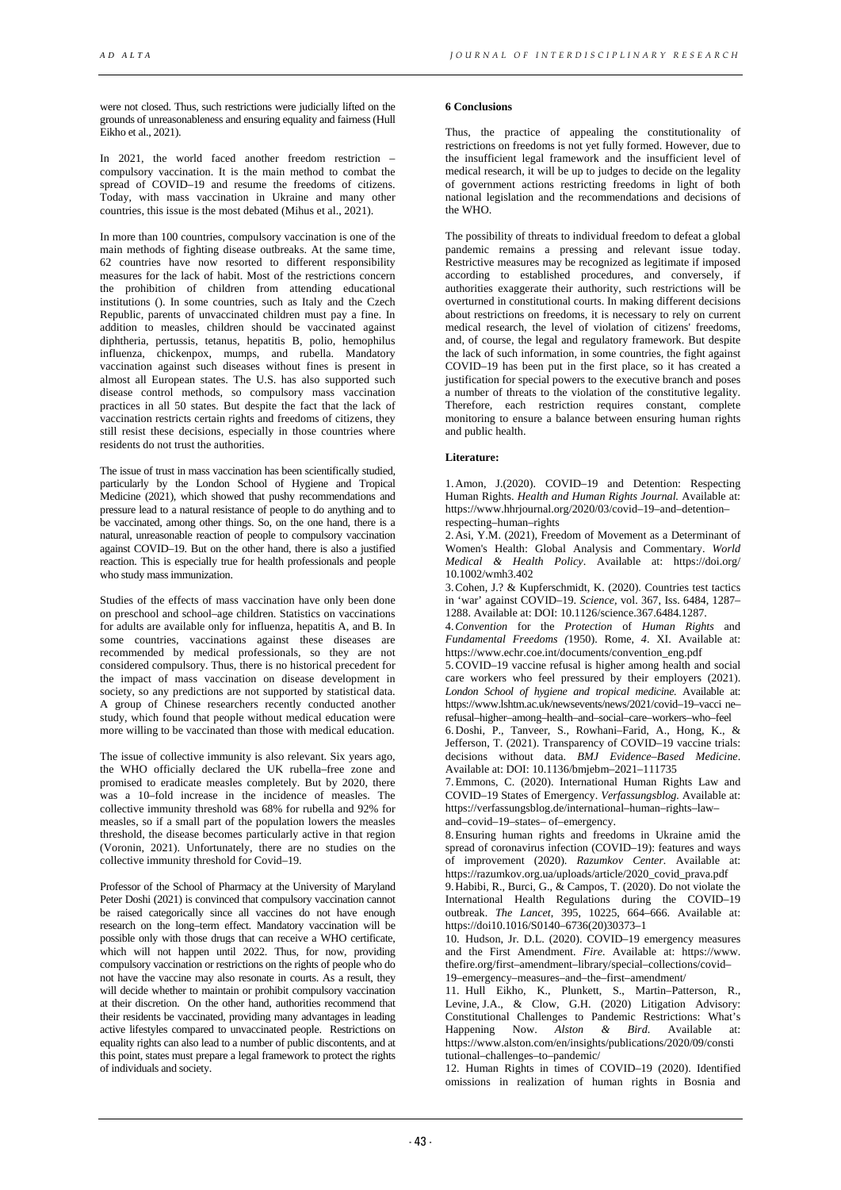were not closed. Thus, such restrictions were judicially lifted on the grounds of unreasonableness and ensuring equality and fairness (Hull Eikho et al., 2021).

In 2021, the world faced another freedom restriction – compulsory vaccination. It is the main method to combat the spread of COVID–19 and resume the freedoms of citizens. Today, with mass vaccination in Ukraine and many other countries, this issue is the most debated (Mihus et al., 2021).

In more than 100 countries, compulsory vaccination is one of the main methods of fighting disease outbreaks. At the same time, 62 countries have now resorted to different responsibility measures for the lack of habit. Most of the restrictions concern the prohibition of children from attending educational institutions (). In some countries, such as Italy and the Czech Republic, parents of unvaccinated children must pay a fine. In addition to measles, children should be vaccinated against diphtheria, pertussis, tetanus, hepatitis B, polio, hemophilus influenza, chickenpox, mumps, and rubella. Mandatory vaccination against such diseases without fines is present in almost all European states. The U.S. has also supported such disease control methods, so compulsory mass vaccination practices in all 50 states. But despite the fact that the lack of vaccination restricts certain rights and freedoms of citizens, they still resist these decisions, especially in those countries where residents do not trust the authorities.

The issue of trust in mass vaccination has been scientifically studied, particularly by the London School of Hygiene and Tropical Medicine (2021), which showed that pushy recommendations and pressure lead to a natural resistance of people to do anything and to be vaccinated, among other things. So, on the one hand, there is a natural, unreasonable reaction of people to compulsory vaccination against COVID–19. But on the other hand, there is also a justified reaction. This is especially true for health professionals and people who study mass immunization.

Studies of the effects of mass vaccination have only been done on preschool and school–age children. Statistics on vaccinations for adults are available only for influenza, hepatitis A, and B. In some countries, vaccinations against these diseases are recommended by medical professionals, so they are not considered compulsory. Thus, there is no historical precedent for the impact of mass vaccination on disease development in society, so any predictions are not supported by statistical data. A group of Chinese researchers recently conducted another study, which found that people without medical education were more willing to be vaccinated than those with medical education.

The issue of collective immunity is also relevant. Six years ago, the WHO officially declared the UK rubella–free zone and promised to eradicate measles completely. But by 2020, there was a 10–fold increase in the incidence of measles. The collective immunity threshold was 68% for rubella and 92% for measles, so if a small part of the population lowers the measles threshold, the disease becomes particularly active in that region (Voronin, 2021). Unfortunately, there are no studies on the collective immunity threshold for Covid–19.

Professor of the School of Pharmacy at the University of Maryland Peter Doshi (2021) is convinced that compulsory vaccination cannot be raised categorically since all vaccines do not have enough research on the long–term effect. Mandatory vaccination will be possible only with those drugs that can receive a WHO certificate, which will not happen until 2022. Thus, for now, providing compulsory vaccination or restrictions on the rights of people who do not have the vaccine may also resonate in courts. As a result, they will decide whether to maintain or prohibit compulsory vaccination at their discretion. On the other hand, authorities recommend that their residents be vaccinated, providing many advantages in leading active lifestyles compared to unvaccinated people. Restrictions on equality rights can also lead to a number of public discontents, and at this point, states must prepare a legal framework to protect the rights of individuals and society.

**6 Conclusions**

Thus, the practice of appealing the constitutionality of restrictions on freedoms is not yet fully formed. However, due to the insufficient legal framework and the insufficient level of medical research, it will be up to judges to decide on the legality of government actions restricting freedoms in light of both national legislation and the recommendations and decisions of the WHO.

The possibility of threats to individual freedom to defeat a global pandemic remains a pressing and relevant issue today. Restrictive measures may be recognized as legitimate if imposed according to established procedures, and conversely, if authorities exaggerate their authority, such restrictions will be overturned in constitutional courts. In making different decisions about restrictions on freedoms, it is necessary to rely on current medical research, the level of violation of citizens' freedoms, and, of course, the legal and regulatory framework. But despite the lack of such information, in some countries, the fight against COVID–19 has been put in the first place, so it has created a justification for special powers to the executive branch and poses a number of threats to the violation of the constitutive legality. Therefore, each restriction requires constant, complete monitoring to ensure a balance between ensuring human rights and public health.

**Literature:**

1. Amon, J.(2020). COVID–19 and Detention: Respecting Human Rights. *Health and Human Rights Journal.* Available at: https://www.hhrjournal.org/2020/03/covid–19–and–detention–respecting–human–rights
2. Asi, Y.M. (2021), Freedom of Movement as a Determinant of Women's Health: Global Analysis and Commentary. *World Medical & Health Policy*. Available at: https://doi.org/10.1002/wmh3.402
3. Cohen, J.? & Kupferschmidt, K. (2020). Countries test tactics in 'war' against COVID–19. *Science*, vol. 367, Iss. 6484, 1287–1288. Available at: DOI: 10.1126/science.367.6484.1287.
4. *Convention* for the *Protection* of *Human Rights* and *Fundamental Freedoms (*1950). Rome, *4*. XI. Available at: https://www.echr.coe.int/documents/convention_eng.pdf
5. COVID–19 vaccine refusal is higher among health and social care workers who feel pressured by their employers (2021). *London School of hygiene and tropical medicine.* Available at: https://www.lshtm.ac.uk/newsevents/news/2021/covid–19–vacci ne–refusal–higher–among–health–and–social–care–workers–who–feel
6. Doshi, P., Tanveer, S., Rowhani–Farid, A., Hong, K., & Jefferson, T. (2021). Transparency of COVID–19 vaccine trials: decisions without data. *BMJ Evidence–Based Medicine*. Available at: DOI: 10.1136/bmjebm–2021–111735
7. Emmons, C. (2020). International Human Rights Law and COVID–19 States of Emergency. *Verfassungsblog.* Available at: https://verfassungsblog.de/international–human–rights–law–and–covid–19–states– of–emergency.
8. Ensuring human rights and freedoms in Ukraine amid the spread of coronavirus infection (COVID–19): features and ways of improvement (2020). *Razumkov Center*. Available at: https://razumkov.org.ua/uploads/article/2020_covid_prava.pdf
9. Habibi, R., Burci, G., & Campos, T. (2020). Do not violate the International Health Regulations during the COVID–19 outbreak. *The Lancet*, 395, 10225, 664–666. Available at: https://doi10.1016/S0140–6736(20)30373–1
10. Hudson, Jr. D.L. (2020). COVID–19 emergency measures and the First Amendment. *Fire*. Available at: https://www.thefire.org/first–amendment–library/special–collections/covid–19–emergency–measures–and–the–first–amendment/
11. Hull Eikho, K., Plunkett, S., Martin–Patterson, R., Levine, J.A., & Clow, G.H. (2020) Litigation Advisory: Constitutional Challenges to Pandemic Restrictions: What's Happening Now. *Alston & Bird.* Available at: https://www.alston.com/en/insights/publications/2020/09/constitutional–challenges–to–pandemic/
12. Human Rights in times of COVID–19 (2020). Identified omissions in realization of human rights in Bosnia and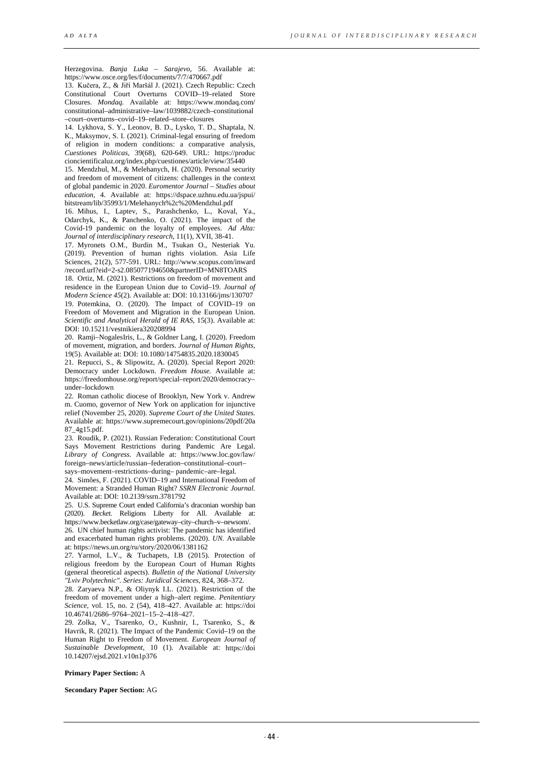Herzegovina. *Banja Luka – Sarajevo*, 56. Available at: https://www.osce.org/les/f/documents/7/7/470667.pdf

13. Kučera, Z., & Jiří Maršál J. (2021). Czech Republic: Czech Constitutional Court Overturns COVID–19–related Store Closures. *Mondaq.* Available at: https://www.mondaq.com/constitutional–administrative–law/1039882/czech–constitutional–court–overturns–covid–19–related–store–closures

14. Lykhova, S. Y., Leonov, B. D., Lysko, T. D., Shaptala, N. K., Maksymov, S. I. (2021). Criminal-legal ensuring of freedom of religion in modern conditions: a comparative analysis, *Cuestiones Politicas*, 39(68), 620-649. URL: https://produccioncientificaluz.org/index.php/cuestiones/article/view/35440

15. Mendzhul, M., & Melehanych, H. (2020). Personal security and freedom of movement of citizens: challenges in the context of global pandemic in 2020. *Euromentor Journal – Studies about education*, 4. Available at: https://dspace.uzhnu.edu.ua/jspui/bitstream/lib/35993/1/Melehanych%2c%20Mendzhul.pdf

16. Mihus, I., Laptev, S., Parashchenko, L., Koval, Ya., Odarchyk, K., & Panchenko, O. (2021). The impact of the Covid-19 pandemic on the loyalty of employees. *Ad Alta: Journal of interdisciplinary research*, 11(1), XVII, 38-41.

17. Myronets O.M., Burdin M., Tsukan O., Nesteriak Yu. (2019). Prevention of human rights violation. Asia Life Sciences, 21(2), 577-591. URL: http://www.scopus.com/inward/record.url?eid=2-s2.085077194650&partnerID=MN8TOARS

18. Ortiz, M. (2021). Restrictions on freedom of movement and residence in the European Union due to Covid–19. *Journal of Modern Science 45*(2). Available at: DOI: 10.13166/jms/130707

19. Potemkina, O. (2020). The Impact of COVID–19 on Freedom of Movement and Migration in the European Union. *Scientific and Analytical Herald of IE RAS*, 15(3). Available at: DOI: 10.15211/vestnikiera320208994

20. Ramji–NogalesIris, L., & Goldner Lang, I. (2020). Freedom of movement, migration, and borders. *Journal of Human Rights*, 19(5). Available at: DOI: 10.1080/14754835.2020.1830045

21. Repucci, S., & Slipowitz, A. (2020). Special Report 2020: Democracy under Lockdown. *Freedom House.* Available at: https://freedomhouse.org/report/special–report/2020/democracy–under–lockdown

22. Roman catholic diocese of Brooklyn, New York v. Andrew m. Cuomo, governor of New York on application for injunctive relief (November 25, 2020). *Supreme Court of the United States.* Available at: https://www.supremecourt.gov/opinions/20pdf/20a87_4g15.pdf.

23. Roudik, P. (2021). Russian Federation: Constitutional Court Says Movement Restrictions during Pandemic Are Legal. *Library of Congress*. Available at: https://www.loc.gov/law/foreign–news/article/russian–federation–constitutional–court–says–movement–restrictions–during– pandemic–are–legal.

24. Simões, F. (2021). COVID–19 and International Freedom of Movement: a Stranded Human Right? *SSRN Electronic Journal.* Available at: DOI: 10.2139/ssrn.3781792

25. U.S. Supreme Court ended California's draconian worship ban (2020). *Becket.* Religions Liberty for All. Available at: https://www.becketlaw.org/case/gateway–city–church–v–newsom/.

26. UN chief human rights activist: The pandemic has identified and exacerbated human rights problems. (2020). *UN.* Available at: https://news.un.org/ru/story/2020/06/1381162

27. Yarmol, L.V., & Tuchapets, I.B (2015). Protection of religious freedom by the European Court of Human Rights (general theoretical aspects). *Bulletin of the National University "Lviv Polytechnic". Series: Juridical Sciences*, 824, 368–372.

28. Zaryaeva N.P., & Oliynyk I.L. (2021). Restriction of the freedom of movement under a high–alert regime. *Penitentiary Science,* vol. 15, no. 2 (54), 418–427. Available at: https://doi 10.46741/2686–9764–2021–15–2–418–427.

29. Zolka, V., Tsarenko, O., Kushnir, I., Tsarenko, S., & Havrik, R. (2021). The Impact of the Pandemic Covid–19 on the Human Right to Freedom of Movement. *European Journal of Sustainable Development*, 10 (1). Available at: https://doi 10.14207/ejsd.2021.v10n1p376

**Primary Paper Section:** A

**Secondary Paper Section:** AG